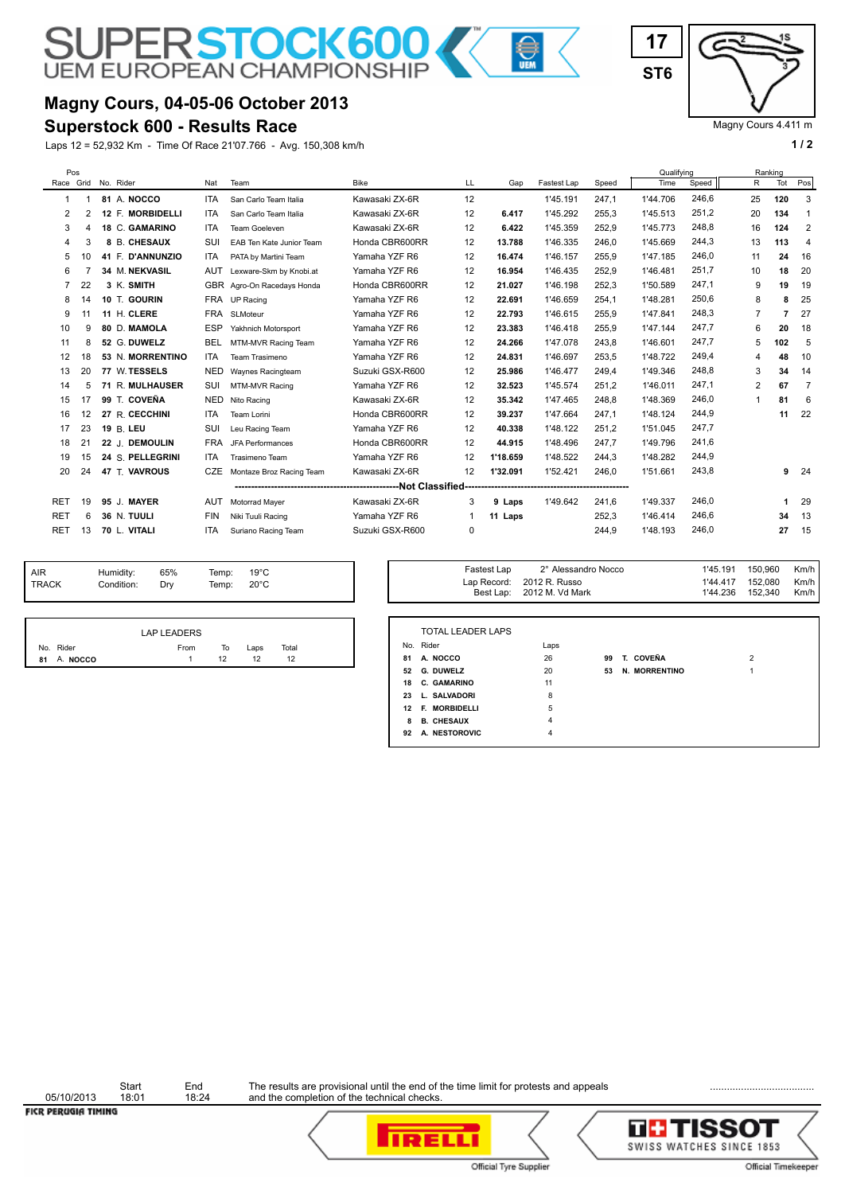# SUPERSTOCK600 UEM EUROPEAN CHAMPIONSHIP

17
ST6

Magny Cours 4.411 m

## Magny Cours, 04-05-06 October 2013
## Superstock 600 - Results Race

Laps 12 = 52,932 Km - Time Of Race 21'07.766 - Avg. 150,308 km/h

| Pos Race | Grid | No. | Rider | Nat | Team | Bike | LL | Gap | Fastest Lap | Speed | Qualifying Time | Qualifying Speed | Ranking R | Ranking Tot | Ranking Pos |
|---|---|---|---|---|---|---|---|---|---|---|---|---|---|---|---|
| 1 | 1 | 81 | A. NOCCO | ITA | San Carlo Team Italia | Kawasaki ZX-6R | 12 | | 1'45.191 | 247,1 | 1'44.706 | 246,6 | 25 | 120 | 3 |
| 2 | 2 | 12 | F. MORBIDELLI | ITA | San Carlo Team Italia | Kawasaki ZX-6R | 12 | 6.417 | 1'45.292 | 255,3 | 1'45.513 | 251,2 | 20 | 134 | 1 |
| 3 | 4 | 18 | C. GAMARINO | ITA | Team Goeleven | Kawasaki ZX-6R | 12 | 6.422 | 1'45.359 | 252,9 | 1'45.773 | 248,8 | 16 | 124 | 2 |
| 4 | 3 | 8 | B. CHESAUX | SUI | EAB Ten Kate Junior Team | Honda CBR600RR | 12 | 13.788 | 1'46.335 | 246,0 | 1'45.669 | 244,3 | 13 | 113 | 4 |
| 5 | 10 | 41 | F. D'ANNUNZIO | ITA | PATA by Martini Team | Yamaha YZF R6 | 12 | 16.474 | 1'46.157 | 255,9 | 1'47.185 | 246,0 | 11 | 24 | 16 |
| 6 | 7 | 34 | M. NEKVASIL | AUT | Lexware-Skm by Knobi.at | Yamaha YZF R6 | 12 | 16.954 | 1'46.435 | 252,9 | 1'46.481 | 251,7 | 10 | 18 | 20 |
| 7 | 22 | 3 | K. SMITH | GBR | Agro-On Racedays Honda | Honda CBR600RR | 12 | 21.027 | 1'46.198 | 252,3 | 1'50.589 | 247,1 | 9 | 19 | 19 |
| 8 | 14 | 10 | T. GOURIN | FRA | UP Racing | Yamaha YZF R6 | 12 | 22.691 | 1'46.659 | 254,1 | 1'48.281 | 250,6 | 8 | 8 | 25 |
| 9 | 11 | 11 | H. CLERE | FRA | SLMoteur | Yamaha YZF R6 | 12 | 22.793 | 1'46.615 | 255,9 | 1'47.841 | 248,3 | 7 | 7 | 27 |
| 10 | 9 | 80 | D. MAMOLA | ESP | Yakhnich Motorsport | Yamaha YZF R6 | 12 | 23.383 | 1'46.418 | 255,9 | 1'47.144 | 247,7 | 6 | 20 | 18 |
| 11 | 8 | 52 | G. DUWELZ | BEL | MTM-MVR Racing Team | Yamaha YZF R6 | 12 | 24.266 | 1'47.078 | 243,8 | 1'46.601 | 247,7 | 5 | 102 | 5 |
| 12 | 18 | 53 | N. MORRENTINO | ITA | Team Trasimeno | Yamaha YZF R6 | 12 | 24.831 | 1'46.697 | 253,5 | 1'48.722 | 249,4 | 4 | 48 | 10 |
| 13 | 20 | 77 | W. TESSELS | NED | Waynes Racingteam | Suzuki GSX-R600 | 12 | 25.986 | 1'46.477 | 249,4 | 1'49.346 | 248,8 | 3 | 34 | 14 |
| 14 | 5 | 71 | R. MULHAUSER | SUI | MTM-MVR Racing | Yamaha YZF R6 | 12 | 32.523 | 1'45.574 | 251,2 | 1'46.011 | 247,1 | 2 | 67 | 7 |
| 15 | 17 | 99 | T. COVEÑA | NED | Nito Racing | Kawasaki ZX-6R | 12 | 35.342 | 1'47.465 | 248,8 | 1'48.369 | 246,0 | 1 | 81 | 6 |
| 16 | 12 | 27 | R. CECCHINI | ITA | Team Lorini | Honda CBR600RR | 12 | 39.237 | 1'47.664 | 247,1 | 1'48.124 | 244,9 | | 11 | 22 |
| 17 | 23 | 19 | B. LEU | SUI | Leu Racing Team | Yamaha YZF R6 | 12 | 40.338 | 1'48.122 | 251,2 | 1'51.045 | 247,7 | | | |
| 18 | 21 | 22 | J. DEMOULIN | FRA | JFA Performances | Honda CBR600RR | 12 | 44.915 | 1'48.496 | 247,7 | 1'49.796 | 241,6 | | | |
| 19 | 15 | 24 | S. PELLEGRINI | ITA | Trasimeno Team | Yamaha YZF R6 | 12 | 1'18.659 | 1'48.522 | 244,3 | 1'48.282 | 244,9 | | | |
| 20 | 24 | 47 | T. VAVROUS | CZE | Montaze Broz Racing Team | Kawasaki ZX-6R | 12 | 1'32.091 | 1'52.421 | 246,0 | 1'51.661 | 243,8 | | 9 | 24 |
| | | | | | | **Not Classified** | | | | | | | | | |
| RET | 19 | 95 | J. MAYER | AUT | Motorrad Mayer | Kawasaki ZX-6R | 3 | 9 Laps | 1'49.642 | 241,6 | 1'49.337 | 246,0 | | 1 | 29 |
| RET | 6 | 36 | N. TUULI | FIN | Niki Tuuli Racing | Yamaha YZF R6 | 1 | 11 Laps | | 252,3 | 1'46.414 | 246,6 | | 34 | 13 |
| RET | 13 | 70 | L. VITALI | ITA | Suriano Racing Team | Suzuki GSX-R600 | 0 | | | 244,9 | 1'48.193 | 246,0 | | 27 | 15 |

| | | | | |
|---|---|---|---|---|
| AIR | Humidity: | 65% | Temp: | 19°C |
| TRACK | Condition: | Dry | Temp: | 20°C |

| | | | | |
|---|---|---|---|---|
| Fastest Lap | 2° Alessandro Nocco | 1'45.191 | 150,960 | Km/h |
| Lap Record: | 2012 R. Russo | 1'44.417 | 152,080 | Km/h |
| Best Lap: | 2012 M. Vd Mark | 1'44.236 | 152,340 | Km/h |

**LAP LEADERS**

| No. | Rider | From | To | Laps | Total |
|---|---|---|---|---|---|
| 81 | A. NOCCO | 1 | 12 | 12 | 12 |

**TOTAL LEADER LAPS**

| No. | Rider | Laps |
|---|---|---|
| 81 | A. NOCCO | 26 |
| 52 | G. DUWELZ | 20 |
| 18 | C. GAMARINO | 11 |
| 23 | L. SALVADORI | 8 |
| 12 | F. MORBIDELLI | 5 |
| 8 | B. CHESAUX | 4 |
| 92 | A. NESTOROVIC | 4 |
| 99 | T. COVEÑA | 2 |
| 53 | N. MORRENTINO | 1 |

| | Start | End |
|---|---|---|
| 05/10/2013 | 18:01 | 18:24 |

The results are provisional until the end of the time limit for protests and appeals and the completion of the technical checks.

....................................

FICR PERUGIA TIMING

PIRELLI Official Tyre Supplier

TISSOT SWISS WATCHES SINCE 1853 Official Timekeeper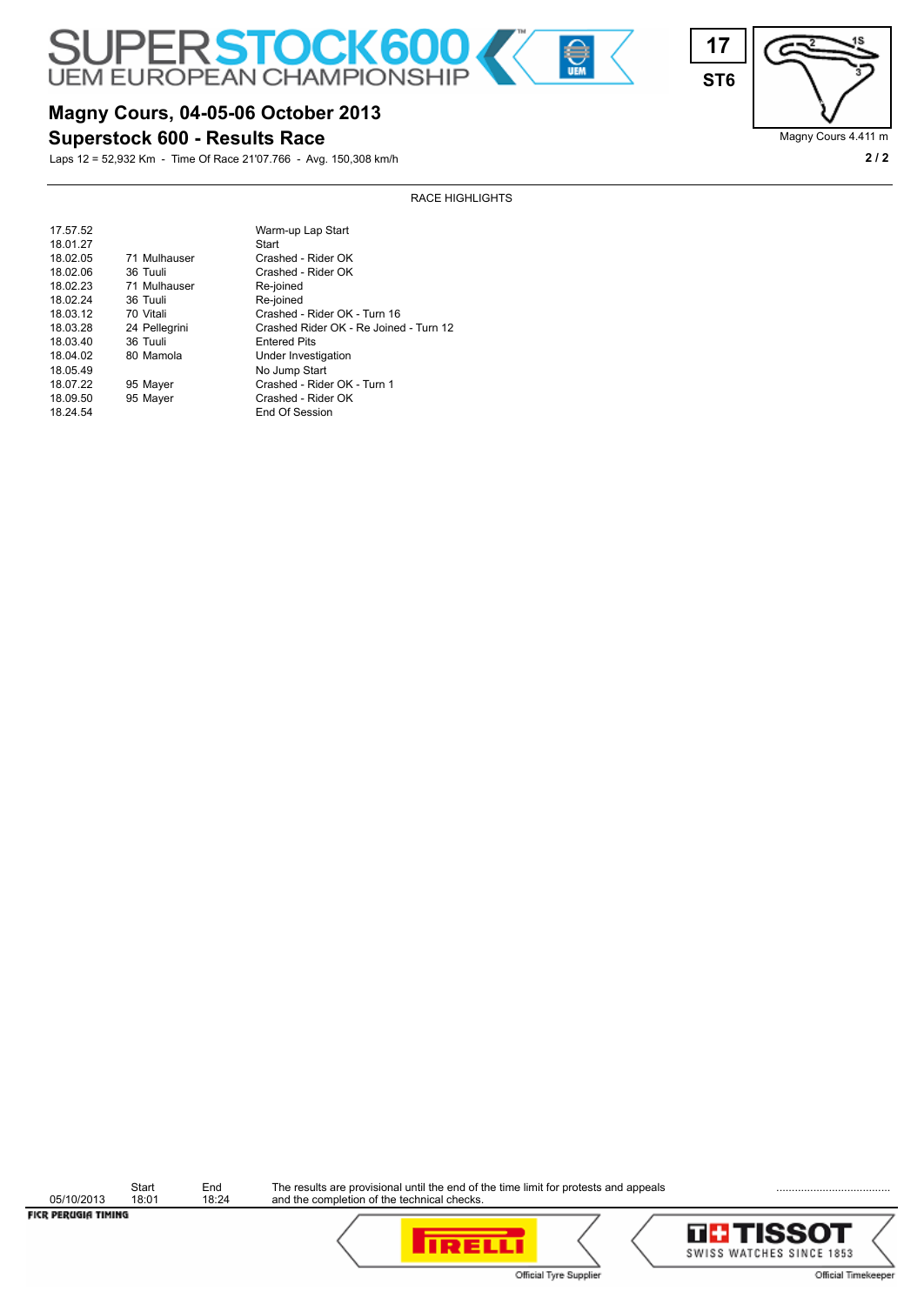# SUPERSTOCK600 UEM EUROPEAN CHAMPIONSHIP

17
ST6

Magny Cours 4.411 m

## Magny Cours, 04-05-06 October 2013
## Superstock 600 - Results Race

Laps 12 = 52,932 Km - Time Of Race 21'07.766 - Avg. 150,308 km/h

### RACE HIGHLIGHTS

| | | |
|---|---|---|
| 17.57.52 | | Warm-up Lap Start |
| 18.01.27 | | Start |
| 18.02.05 | 71 Mulhauser | Crashed - Rider OK |
| 18.02.06 | 36 Tuuli | Crashed - Rider OK |
| 18.02.23 | 71 Mulhauser | Re-joined |
| 18.02.24 | 36 Tuuli | Re-joined |
| 18.03.12 | 70 Vitali | Crashed - Rider OK - Turn 16 |
| 18.03.28 | 24 Pellegrini | Crashed Rider OK - Re Joined - Turn 12 |
| 18.03.40 | 36 Tuuli | Entered Pits |
| 18.04.02 | 80 Mamola | Under Investigation |
| 18.05.49 | | No Jump Start |
| 18.07.22 | 95 Mayer | Crashed - Rider OK - Turn 1 |
| 18.09.50 | 95 Mayer | Crashed - Rider OK |
| 18.24.54 | | End Of Session |

| | Start | End |
|---|---|---|
| 05/10/2013 | 18:01 | 18:24 |

The results are provisional until the end of the time limit for protests and appeals and the completion of the technical checks.

.....................................

FICR PERUGIA TIMING

PIRELLI Official Tyre Supplier

TISSOT SWISS WATCHES SINCE 1853 Official Timekeeper